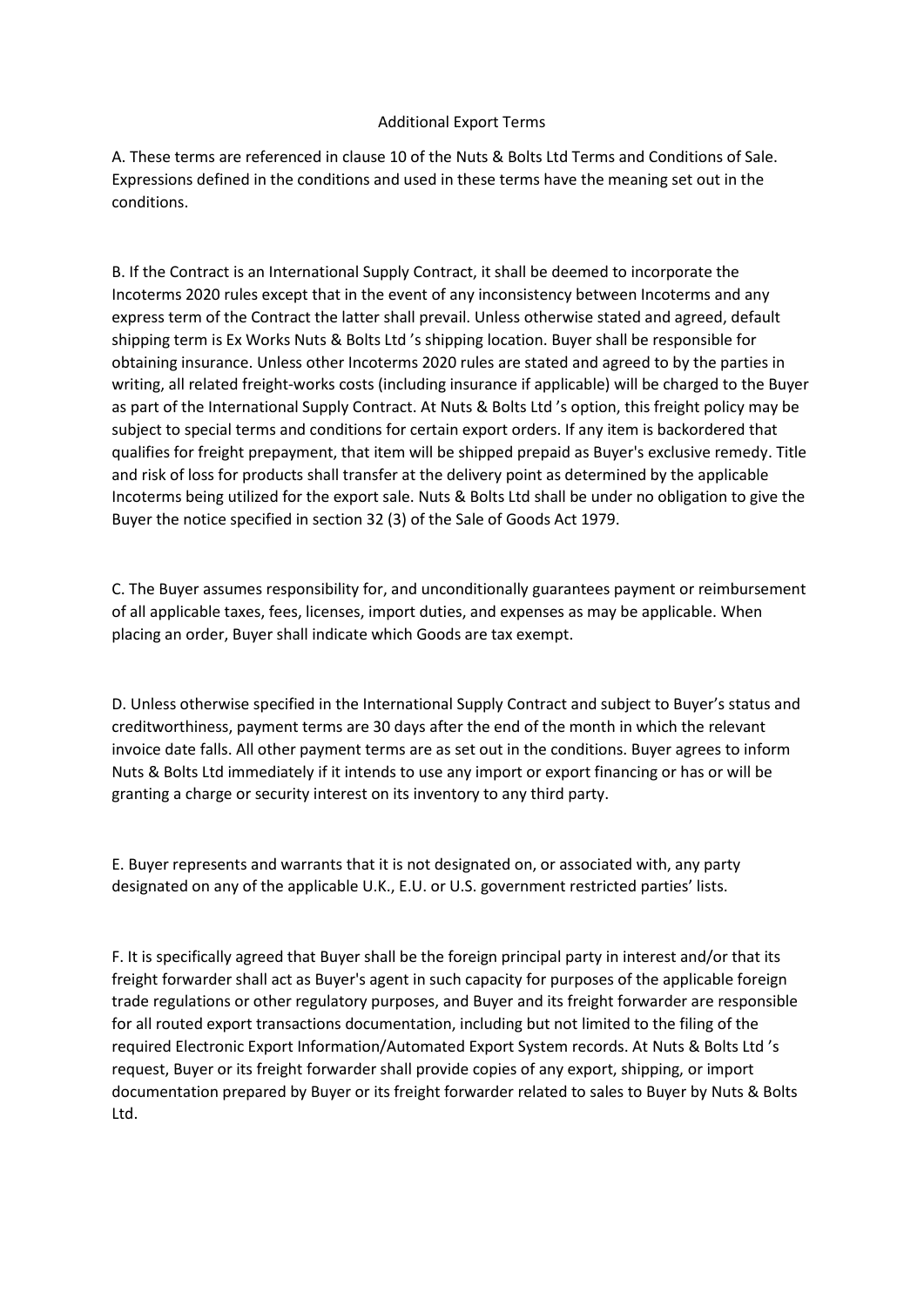# Additional Export Terms

A. These terms are referenced in clause 10 of the Nuts & Bolts Ltd Terms and Conditions of Sale. Expressions defined in the conditions and used in these terms have the meaning set out in the conditions.

B. If the Contract is an International Supply Contract, it shall be deemed to incorporate the Incoterms 2020 rules except that in the event of any inconsistency between Incoterms and any express term of the Contract the latter shall prevail. Unless otherwise stated and agreed, default shipping term is Ex Works Nuts & Bolts Ltd 's shipping location. Buyer shall be responsible for obtaining insurance. Unless other Incoterms 2020 rules are stated and agreed to by the parties in writing, all related freight-works costs (including insurance if applicable) will be charged to the Buyer as part of the International Supply Contract. At Nuts & Bolts Ltd 's option, this freight policy may be subject to special terms and conditions for certain export orders. If any item is backordered that qualifies for freight prepayment, that item will be shipped prepaid as Buyer's exclusive remedy. Title and risk of loss for products shall transfer at the delivery point as determined by the applicable Incoterms being utilized for the export sale. Nuts & Bolts Ltd shall be under no obligation to give the Buyer the notice specified in section 32 (3) of the Sale of Goods Act 1979.

C. The Buyer assumes responsibility for, and unconditionally guarantees payment or reimbursement of all applicable taxes, fees, licenses, import duties, and expenses as may be applicable. When placing an order, Buyer shall indicate which Goods are tax exempt.

D. Unless otherwise specified in the International Supply Contract and subject to Buyer's status and creditworthiness, payment terms are 30 days after the end of the month in which the relevant invoice date falls. All other payment terms are as set out in the conditions. Buyer agrees to inform Nuts & Bolts Ltd immediately if it intends to use any import or export financing or has or will be granting a charge or security interest on its inventory to any third party.

E. Buyer represents and warrants that it is not designated on, or associated with, any party designated on any of the applicable U.K., E.U. or U.S. government restricted parties' lists.

F. It is specifically agreed that Buyer shall be the foreign principal party in interest and/or that its freight forwarder shall act as Buyer's agent in such capacity for purposes of the applicable foreign trade regulations or other regulatory purposes, and Buyer and its freight forwarder are responsible for all routed export transactions documentation, including but not limited to the filing of the required Electronic Export Information/Automated Export System records. At Nuts & Bolts Ltd 's request, Buyer or its freight forwarder shall provide copies of any export, shipping, or import documentation prepared by Buyer or its freight forwarder related to sales to Buyer by Nuts & Bolts Ltd.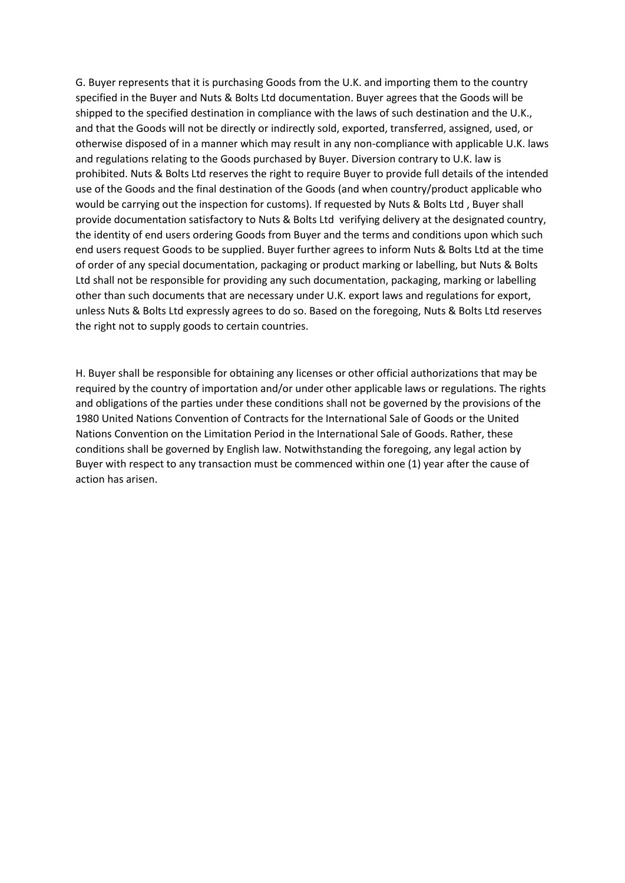G. Buyer represents that it is purchasing Goods from the U.K. and importing them to the country specified in the Buyer and Nuts & Bolts Ltd documentation. Buyer agrees that the Goods will be shipped to the specified destination in compliance with the laws of such destination and the U.K., and that the Goods will not be directly or indirectly sold, exported, transferred, assigned, used, or otherwise disposed of in a manner which may result in any non-compliance with applicable U.K. laws and regulations relating to the Goods purchased by Buyer. Diversion contrary to U.K. law is prohibited. Nuts & Bolts Ltd reserves the right to require Buyer to provide full details of the intended use of the Goods and the final destination of the Goods (and when country/product applicable who would be carrying out the inspection for customs). If requested by Nuts & Bolts Ltd , Buyer shall provide documentation satisfactory to Nuts & Bolts Ltd verifying delivery at the designated country, the identity of end users ordering Goods from Buyer and the terms and conditions upon which such end users request Goods to be supplied. Buyer further agrees to inform Nuts & Bolts Ltd at the time of order of any special documentation, packaging or product marking or labelling, but Nuts & Bolts Ltd shall not be responsible for providing any such documentation, packaging, marking or labelling other than such documents that are necessary under U.K. export laws and regulations for export, unless Nuts & Bolts Ltd expressly agrees to do so. Based on the foregoing, Nuts & Bolts Ltd reserves the right not to supply goods to certain countries.

H. Buyer shall be responsible for obtaining any licenses or other official authorizations that may be required by the country of importation and/or under other applicable laws or regulations. The rights and obligations of the parties under these conditions shall not be governed by the provisions of the 1980 United Nations Convention of Contracts for the International Sale of Goods or the United Nations Convention on the Limitation Period in the International Sale of Goods. Rather, these conditions shall be governed by English law. Notwithstanding the foregoing, any legal action by Buyer with respect to any transaction must be commenced within one (1) year after the cause of action has arisen.